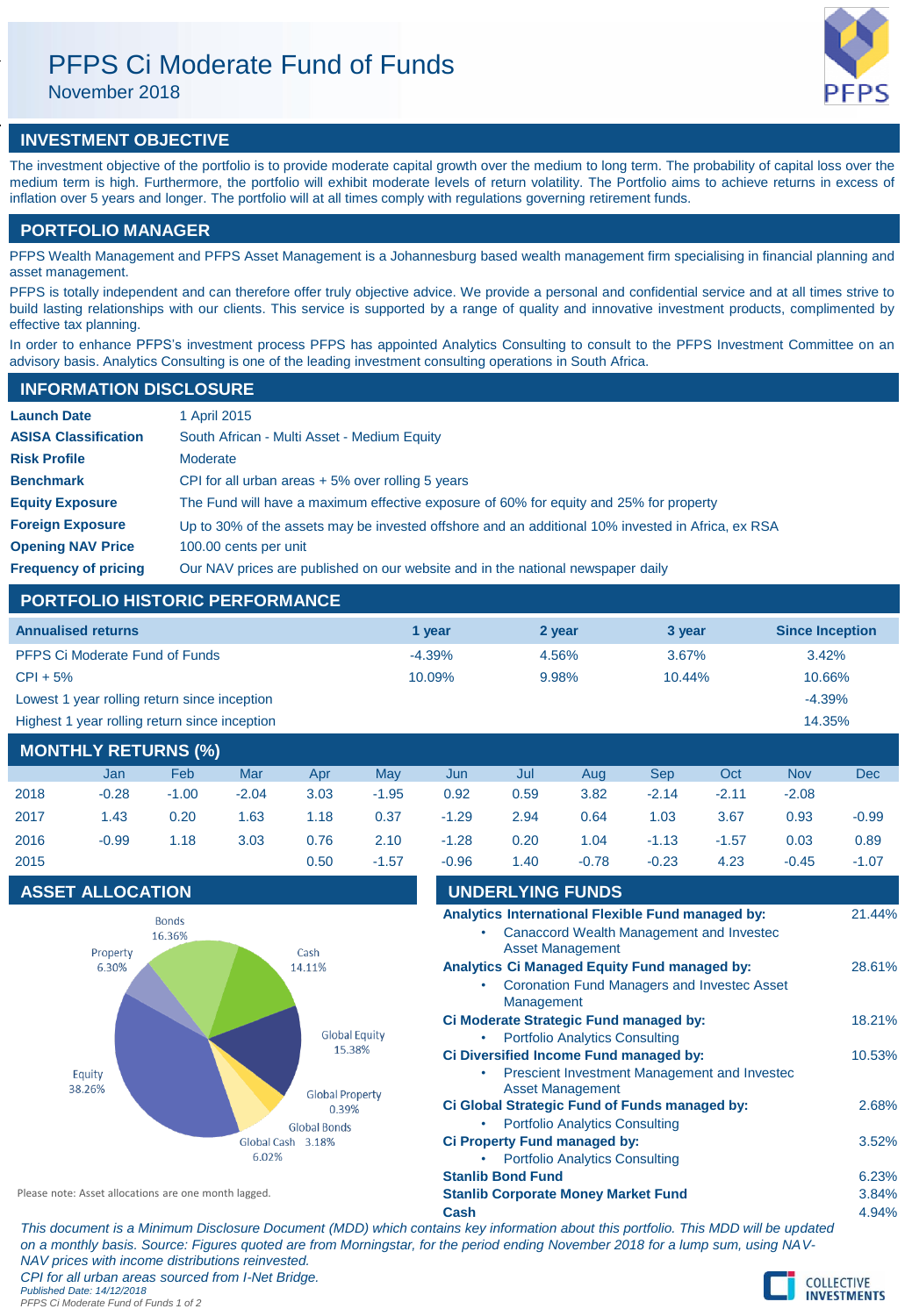# PFPS Ci Moderate Fund of Funds

November 2018

## INVESTMENT OBJECTIVE

The investment objective of the portfolio is to provide moderate capital growth over the medium to long term. The probability of capital loss over the medium term is high. Furthermore, the portfolio will exhibit moderate levels of return volatility. The Portfolio aims to achieve returns in excess of inflation over 5 years and longer. The portfolio will at all times comply with regulations governing retirement funds.

## PORTFOLIO MANAGER

PFPS Wealth Management and PFPS Asset Management is a Johannesburg based wealth management firm specialising in financial planning and asset management.

PFPS is totally independent and can therefore offer truly objective advice. We provide a personal and confidential service and at all times strive to build lasting relationships with our clients. This service is supported by a range of quality and innovative investment products, complimented by effective tax planning.

In order to enhance PFPS's investment process PFPS has appointed Analytics Consulting to consult to the PFPS Investment Committee on an advisory basis. Analytics Consulting is one of the leading investment consulting operations in South Africa.

## INFORMATION DISCLOSURE

| | |
|---|---|
| **Launch Date** | 1 April 2015 |
| **ASISA Classification** | South African - Multi Asset - Medium Equity |
| **Risk Profile** | Moderate |
| **Benchmark** | CPI for all urban areas + 5% over rolling 5 years |
| **Equity Exposure** | The Fund will have a maximum effective exposure of 60% for equity and 25% for property |
| **Foreign Exposure** | Up to 30% of the assets may be invested offshore and an additional 10% invested in Africa, ex RSA |
| **Opening NAV Price** | 100.00 cents per unit |
| **Frequency of pricing** | Our NAV prices are published on our website and in the national newspaper daily |

## PORTFOLIO HISTORIC PERFORMANCE

| Annualised returns | 1 year | 2 year | 3 year | Since Inception |
|---|---|---|---|---|
| PFPS Ci Moderate Fund of Funds | -4.39% | 4.56% | 3.67% | 3.42% |
| CPI + 5% | 10.09% | 9.98% | 10.44% | 10.66% |
| Lowest 1 year rolling return since inception | | | | -4.39% |
| Highest 1 year rolling return since inception | | | | 14.35% |

## MONTHLY RETURNS (%)

| | Jan | Feb | Mar | Apr | May | Jun | Jul | Aug | Sep | Oct | Nov | Dec |
|---|---|---|---|---|---|---|---|---|---|---|---|---|
| 2018 | -0.28 | -1.00 | -2.04 | 3.03 | -1.95 | 0.92 | 0.59 | 3.82 | -2.14 | -2.11 | -2.08 | |
| 2017 | 1.43 | 0.20 | 1.63 | 1.18 | 0.37 | -1.29 | 2.94 | 0.64 | 1.03 | 3.67 | 0.93 | -0.99 |
| 2016 | -0.99 | 1.18 | 3.03 | 0.76 | 2.10 | -1.28 | 0.20 | 1.04 | -1.13 | -1.57 | 0.03 | 0.89 |
| 2015 | | | | 0.50 | -1.57 | -0.96 | 1.40 | -0.78 | -0.23 | 4.23 | -0.45 | -1.07 |

## ASSET ALLOCATION

| Asset | % |
|---|---|
| Bonds | 16.36% |
| Cash | 14.11% |
| Global Equity | 15.38% |
| Global Property | 0.39% |
| Global Bonds | 3.18% |
| Global Cash | 6.02% |
| Equity | 38.26% |
| Property | 6.30% |

Please note: Asset allocations are one month lagged.

## UNDERLYING FUNDS

| Fund | % |
|---|---|
| **Analytics International Flexible Fund managed by:** | 21.44% |
| • Canaccord Wealth Management and Investec Asset Management | |
| **Analytics Ci Managed Equity Fund managed by:** | 28.61% |
| • Coronation Fund Managers and Investec Asset Management | |
| **Ci Moderate Strategic Fund managed by:** | 18.21% |
| • Portfolio Analytics Consulting | |
| **Ci Diversified Income Fund managed by:** | 10.53% |
| • Prescient Investment Management and Investec Asset Management | |
| **Ci Global Strategic Fund of Funds managed by:** | 2.68% |
| • Portfolio Analytics Consulting | |
| **Ci Property Fund managed by:** | 3.52% |
| • Portfolio Analytics Consulting | |
| **Stanlib Bond Fund** | 6.23% |
| **Stanlib Corporate Money Market Fund** | 3.84% |
| **Cash** | 4.94% |

*This document is a Minimum Disclosure Document (MDD) which contains key information about this portfolio. This MDD will be updated on a monthly basis. Source: Figures quoted are from Morningstar, for the period ending November 2018 for a lump sum, using NAV-NAV prices with income distributions reinvested.*

*CPI for all urban areas sourced from I-Net Bridge.*

*Published Date: 14/12/2018*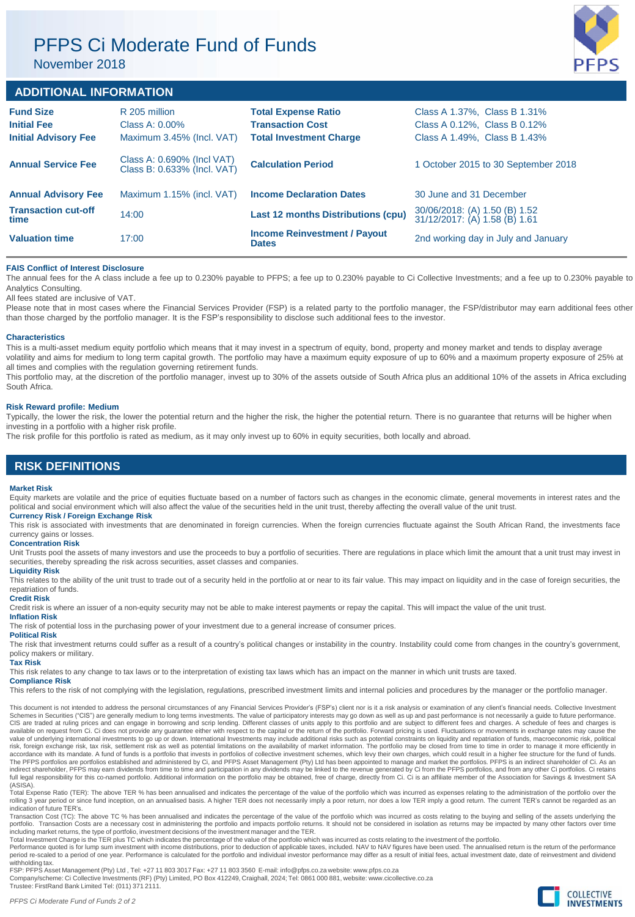# PFPS Ci Moderate Fund of Funds

November 2018

## ADDITIONAL INFORMATION

| | | | |
|---|---|---|---|
| **Fund Size** | R 205 million | **Total Expense Ratio** | Class A 1.37%, Class B 1.31% |
| **Initial Fee** | Class A: 0.00% | **Transaction Cost** | Class A 0.12%, Class B 0.12% |
| **Initial Advisory Fee** | Maximum 3.45% (Incl. VAT) | **Total Investment Charge** | Class A 1.49%, Class B 1.43% |
| **Annual Service Fee** | Class A: 0.690% (Incl VAT) Class B: 0.633% (Incl. VAT) | **Calculation Period** | 1 October 2015 to 30 September 2018 |
| **Annual Advisory Fee** | Maximum 1.15% (incl. VAT) | **Income Declaration Dates** | 30 June and 31 December |
| **Transaction cut-off time** | 14:00 | **Last 12 months Distributions (cpu)** | 30/06/2018: (A) 1.50 (B) 1.52 31/12/2017: (A) 1.58 (B) 1.61 |
| **Valuation time** | 17:00 | **Income Reinvestment / Payout Dates** | 2nd working day in July and January |

**FAIS Conflict of Interest Disclosure**

The annual fees for the A class include a fee up to 0.230% payable to PFPS; a fee up to 0.230% payable to Ci Collective Investments; and a fee up to 0.230% payable to Analytics Consulting.

All fees stated are inclusive of VAT.

Please note that in most cases where the Financial Services Provider (FSP) is a related party to the portfolio manager, the FSP/distributor may earn additional fees other than those charged by the portfolio manager. It is the FSP's responsibility to disclose such additional fees to the investor.

**Characteristics**

This is a multi-asset medium equity portfolio which means that it may invest in a spectrum of equity, bond, property and money market and tends to display average volatility and aims for medium to long term capital growth. The portfolio may have a maximum equity exposure of up to 60% and a maximum property exposure of 25% at all times and complies with the regulation governing retirement funds.

This portfolio may, at the discretion of the portfolio manager, invest up to 30% of the assets outside of South Africa plus an additional 10% of the assets in Africa excluding South Africa.

**Risk Reward profile: Medium**

Typically, the lower the risk, the lower the potential return and the higher the risk, the higher the potential return. There is no guarantee that returns will be higher when investing in a portfolio with a higher risk profile.

The risk profile for this portfolio is rated as medium, as it may only invest up to 60% in equity securities, both locally and abroad.

## RISK DEFINITIONS

**Market Risk**

Equity markets are volatile and the price of equities fluctuate based on a number of factors such as changes in the economic climate, general movements in interest rates and the political and social environment which will also affect the value of the securities held in the unit trust, thereby affecting the overall value of the unit trust.

**Currency Risk / Foreign Exchange Risk**

This risk is associated with investments that are denominated in foreign currencies. When the foreign currencies fluctuate against the South African Rand, the investments face currency gains or losses.

**Concentration Risk**

Unit Trusts pool the assets of many investors and use the proceeds to buy a portfolio of securities. There are regulations in place which limit the amount that a unit trust may invest in securities, thereby spreading the risk across securities, asset classes and companies.

**Liquidity Risk**

This relates to the ability of the unit trust to trade out of a security held in the portfolio at or near to its fair value. This may impact on liquidity and in the case of foreign securities, the repatriation of funds.

**Credit Risk**

Credit risk is where an issuer of a non-equity security may not be able to make interest payments or repay the capital. This will impact the value of the unit trust.

**Inflation Risk**

The risk of potential loss in the purchasing power of your investment due to a general increase of consumer prices.

**Political Risk**

The risk that investment returns could suffer as a result of a country's political changes or instability in the country. Instability could come from changes in the country's government, policy makers or military.

**Tax Risk**

This risk relates to any change to tax laws or to the interpretation of existing tax laws which has an impact on the manner in which unit trusts are taxed.

**Compliance Risk**

This refers to the risk of not complying with the legislation, regulations, prescribed investment limits and internal policies and procedures by the manager or the portfolio manager.

This document is not intended to address the personal circumstances of any Financial Services Provider's (FSP's) client nor is it a risk analysis or examination of any client's financial needs. Collective Investment Schemes in Securities ("CIS") are generally medium to long terms investments. The value of participatory interests may go down as well as up and past performance is not necessarily a guide to future performance. CIS are traded at ruling prices and can engage in borrowing and scrip lending. Different classes of units apply to this portfolio and are subject to different fees and charges. A schedule of fees and charges is available on request from Ci. Ci does not provide any guarantee either with respect to the capital or the return of the portfolio. Forward pricing is used. Fluctuations or movements in exchange rates may cause the value of underlying international investments to go up or down. International Investments may include additional risks such as potential constraints on liquidity and repatriation of funds, macroeconomic risk, political risk, foreign exchange risk, tax risk, settlement risk as well as potential limitations on the availability of market information. The portfolio may be closed from time to time in order to manage it more efficiently in accordance with its mandate. A fund of funds is a portfolio that invests in portfolios of collective investment schemes, which levy their own charges, which could result in a higher fee structure for the fund of funds. The PFPS portfolios are portfolios established and administered by Ci, and PFPS Asset Management (Pty) Ltd has been appointed to manage and market the portfolios. PFPS is an indirect shareholder of Ci. As an indirect shareholder, PFPS may earn dividends from time to time and participation in any dividends may be linked to the revenue generated by Ci from the PFPS portfolios, and from any other Ci portfolios. Ci retains full legal responsibility for this co-named portfolio. Additional information on the portfolio may be obtained, free of charge, directly from Ci. Ci is an affiliate member of the Association for Savings & Investment SA (ASISA).

Total Expense Ratio (TER): The above TER % has been annualised and indicates the percentage of the value of the portfolio which was incurred as expenses relating to the administration of the portfolio over the rolling 3 year period or since fund inception, on an annualised basis. A higher TER does not necessarily imply a poor return, nor does a low TER imply a good return. The current TER's cannot be regarded as an indication of future TER's.

Transaction Cost (TC): The above TC % has been annualised and indicates the percentage of the value of the portfolio which was incurred as costs relating to the buying and selling of the assets underlying the portfolio. Transaction Costs are a necessary cost in administering the portfolio and impacts portfolio returns. It should not be considered in isolation as returns may be impacted by many other factors over time including market returns, the type of portfolio, investment decisions of the investment manager and the TER.

Total Investment Charge is the TER plus TC which indicates the percentage of the value of the portfolio which was incurred as costs relating to the investment of the portfolio.

Performance quoted is for lump sum investment with income distributions, prior to deduction of applicable taxes, included. NAV to NAV figures have been used. The annualised return is the return of the performance period re-scaled to a period of one year. Performance is calculated for the portfolio and individual investor performance may differ as a result of initial fees, actual investment date, date of reinvestment and dividend withholding tax.

FSP: PFPS Asset Management (Pty) Ltd , Tel: +27 11 803 3017 Fax: +27 11 803 3560 E-mail: info@pfps.co.za website: www.pfps.co.za

Company/scheme: Ci Collective Investments (RF) (Pty) Limited, PO Box 412249, Craighall, 2024; Tel: 0861 000 881, website: www.cicollective.co.za

Trustee: FirstRand Bank Limited Tel: (011) 371 2111.